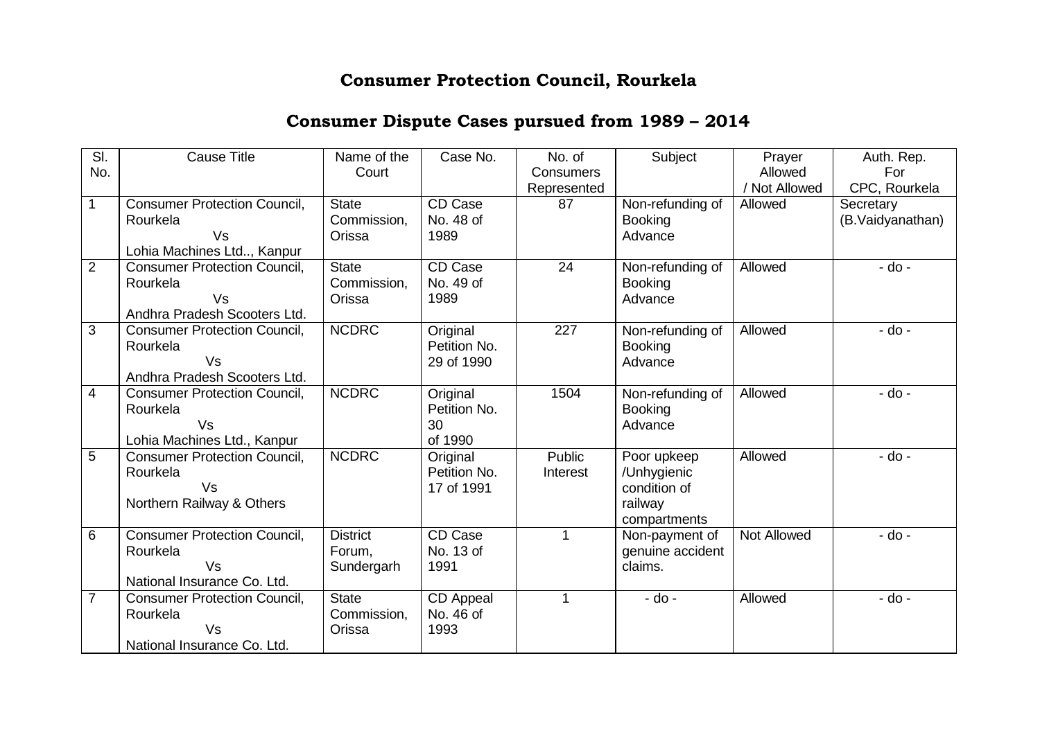# Consumer Protection Council, Rourkela

## Consumer Dispute Cases pursued from 1989 – 2014

| Sl. No. | Cause Title | Name of the Court | Case No. | No. of Consumers Represented | Subject | Prayer Allowed / Not Allowed | Auth. Rep. For CPC, Rourkela |
|---|---|---|---|---|---|---|---|
| 1 | Consumer Protection Council, Rourkela Vs Lohia Machines Ltd.., Kanpur | State Commission, Orissa | CD Case No. 48 of 1989 | 87 | Non-refunding of Booking Advance | Allowed | Secretary (B.Vaidyanathan) |
| 2 | Consumer Protection Council, Rourkela Vs Andhra Pradesh Scooters Ltd. | State Commission, Orissa | CD Case No. 49 of 1989 | 24 | Non-refunding of Booking Advance | Allowed | - do - |
| 3 | Consumer Protection Council, Rourkela Vs Andhra Pradesh Scooters Ltd. | NCDRC | Original Petition No. 29 of 1990 | 227 | Non-refunding of Booking Advance | Allowed | - do - |
| 4 | Consumer Protection Council, Rourkela Vs Lohia Machines Ltd., Kanpur | NCDRC | Original Petition No. 30 of 1990 | 1504 | Non-refunding of Booking Advance | Allowed | - do - |
| 5 | Consumer Protection Council, Rourkela Vs Northern Railway & Others | NCDRC | Original Petition No. 17 of 1991 | Public Interest | Poor upkeep /Unhygienic condition of railway compartments | Allowed | - do - |
| 6 | Consumer Protection Council, Rourkela Vs National Insurance Co. Ltd. | District Forum, Sundergarh | CD Case No. 13 of 1991 | 1 | Non-payment of genuine accident claims. | Not Allowed | - do - |
| 7 | Consumer Protection Council, Rourkela Vs National Insurance Co. Ltd. | State Commission, Orissa | CD Appeal No. 46 of 1993 | 1 | - do - | Allowed | - do - |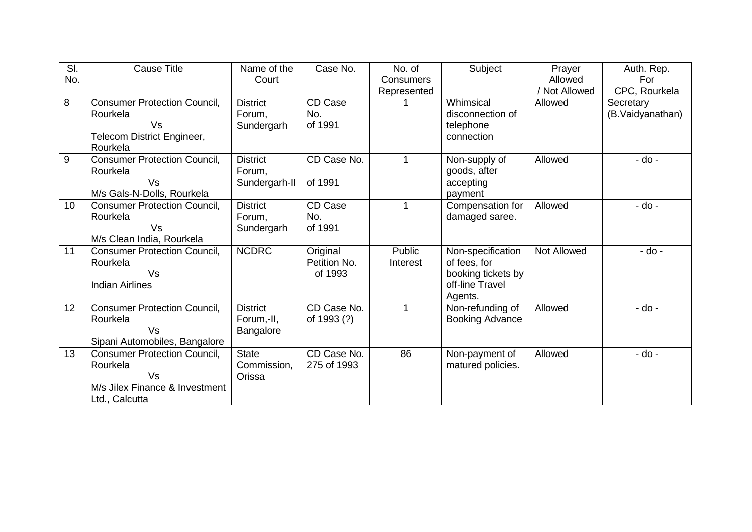| Sl. No. | Cause Title | Name of the Court | Case No. | No. of Consumers Represented | Subject | Prayer Allowed / Not Allowed | Auth. Rep. For CPC, Rourkela |
|---|---|---|---|---|---|---|---|
| 8 | Consumer Protection Council, Rourkela Vs Telecom District Engineer, Rourkela | District Forum, Sundergarh | CD Case No. of 1991 | 1 | Whimsical disconnection of telephone connection | Allowed | Secretary (B.Vaidyanathan) |
| 9 | Consumer Protection Council, Rourkela Vs M/s Gals-N-Dolls, Rourkela | District Forum, Sundergarh-II | CD Case No. of 1991 | 1 | Non-supply of goods, after accepting payment | Allowed | - do - |
| 10 | Consumer Protection Council, Rourkela Vs M/s Clean India, Rourkela | District Forum, Sundergarh | CD Case No. of 1991 | 1 | Compensation for damaged saree. | Allowed | - do - |
| 11 | Consumer Protection Council, Rourkela Vs Indian Airlines | NCDRC | Original Petition No. of 1993 | Public Interest | Non-specification of fees, for booking tickets by off-line Travel Agents. | Not Allowed | - do - |
| 12 | Consumer Protection Council, Rourkela Vs Sipani Automobiles, Bangalore | District Forum,-II, Bangalore | CD Case No. of 1993 (?) | 1 | Non-refunding of Booking Advance | Allowed | - do - |
| 13 | Consumer Protection Council, Rourkela Vs M/s Jilex Finance & Investment Ltd., Calcutta | State Commission, Orissa | CD Case No. 275 of 1993 | 86 | Non-payment of matured policies. | Allowed | - do - |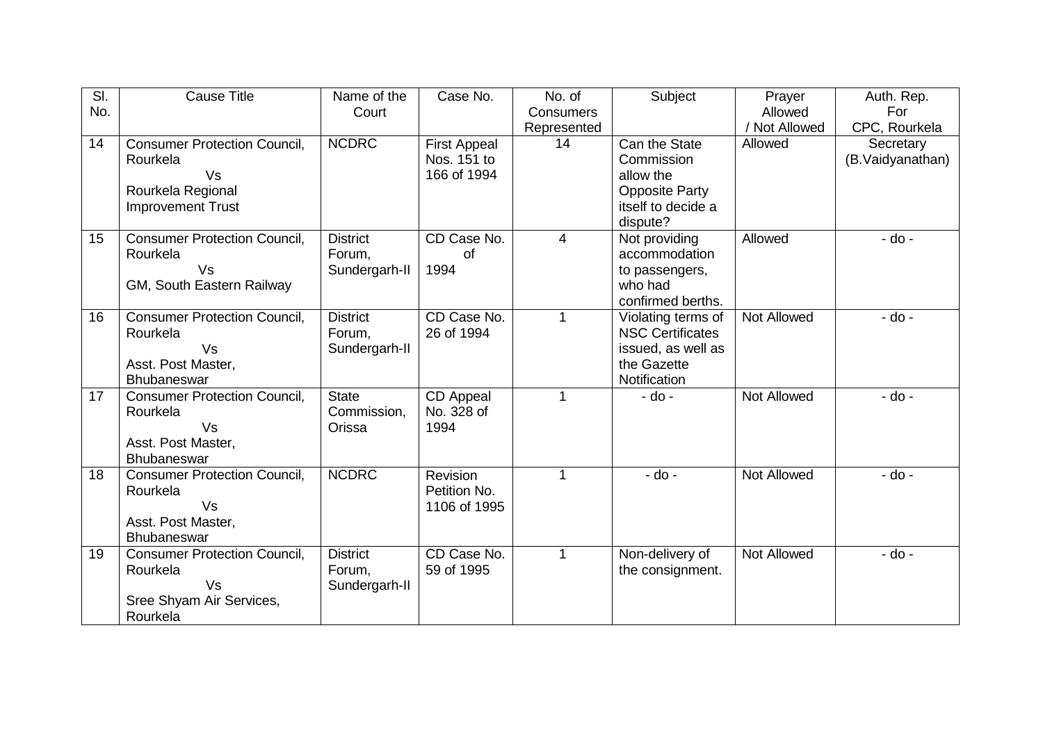| Sl. No. | Cause Title | Name of the Court | Case No. | No. of Consumers Represented | Subject | Prayer Allowed / Not Allowed | Auth. Rep. For CPC, Rourkela |
|---|---|---|---|---|---|---|---|
| 14 | Consumer Protection Council, Rourkela Vs Rourkela Regional Improvement Trust | NCDRC | First Appeal Nos. 151 to 166 of 1994 | 14 | Can the State Commission allow the Opposite Party itself to decide a dispute? | Allowed | Secretary (B.Vaidyanathan) |
| 15 | Consumer Protection Council, Rourkela Vs GM, South Eastern Railway | District Forum, Sundergarh-II | CD Case No. of 1994 | 4 | Not providing accommodation to passengers, who had confirmed berths. | Allowed | - do - |
| 16 | Consumer Protection Council, Rourkela Vs Asst. Post Master, Bhubaneswar | District Forum, Sundergarh-II | CD Case No. 26 of 1994 | 1 | Violating terms of NSC Certificates issued, as well as the Gazette Notification | Not Allowed | - do - |
| 17 | Consumer Protection Council, Rourkela Vs Asst. Post Master, Bhubaneswar | State Commission, Orissa | CD Appeal No. 328 of 1994 | 1 | - do - | Not Allowed | - do - |
| 18 | Consumer Protection Council, Rourkela Vs Asst. Post Master, Bhubaneswar | NCDRC | Revision Petition No. 1106 of 1995 | 1 | - do - | Not Allowed | - do - |
| 19 | Consumer Protection Council, Rourkela Vs Sree Shyam Air Services, Rourkela | District Forum, Sundergarh-II | CD Case No. 59 of 1995 | 1 | Non-delivery of the consignment. | Not Allowed | - do - |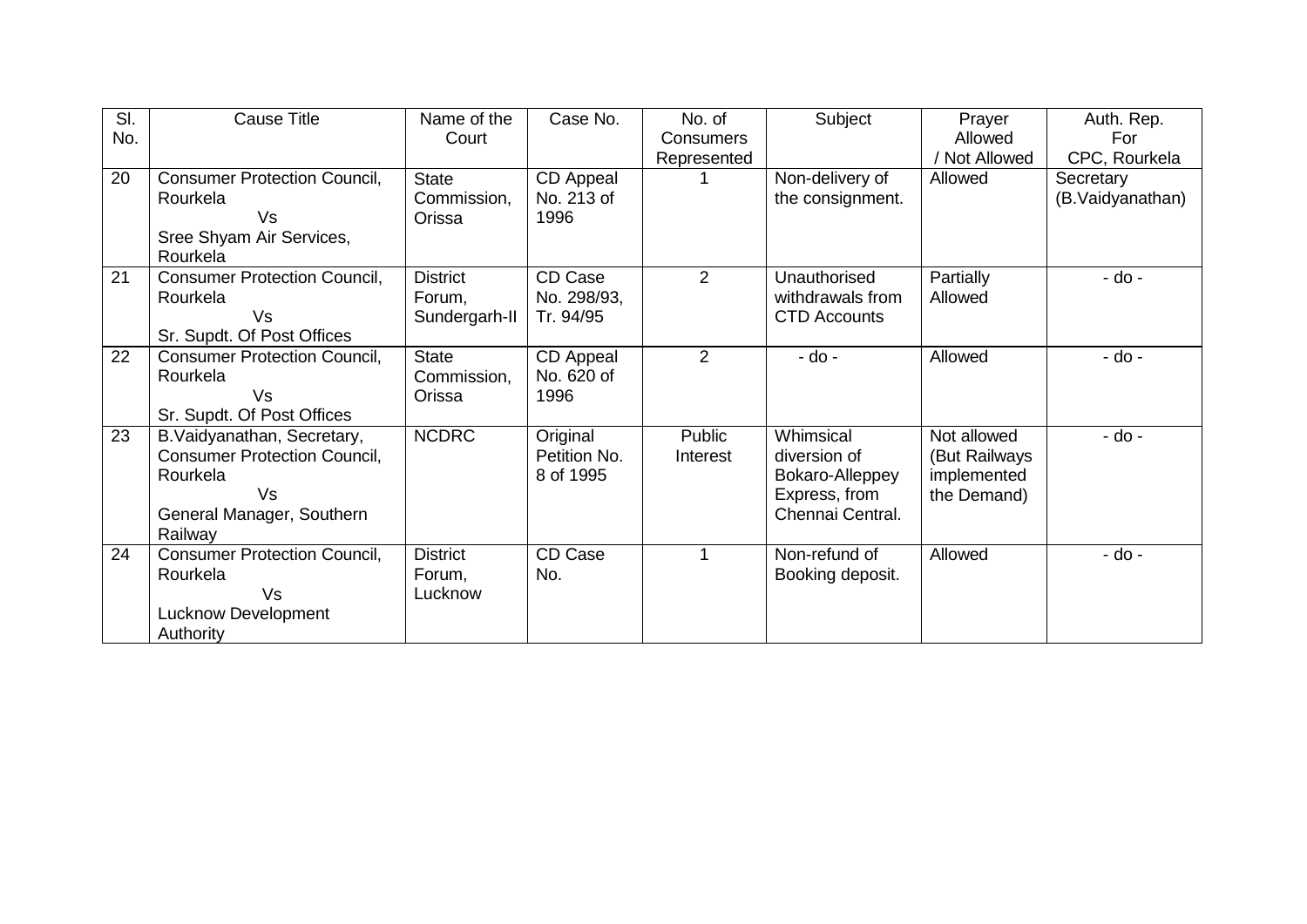| Sl. No. | Cause Title | Name of the Court | Case No. | No. of Consumers Represented | Subject | Prayer Allowed / Not Allowed | Auth. Rep. For CPC, Rourkela |
|---|---|---|---|---|---|---|---|
| 20 | Consumer Protection Council, Rourkela Vs Sree Shyam Air Services, Rourkela | State Commission, Orissa | CD Appeal No. 213 of 1996 | 1 | Non-delivery of the consignment. | Allowed | Secretary (B.Vaidyanathan) |
| 21 | Consumer Protection Council, Rourkela Vs Sr. Supdt. Of Post Offices | District Forum, Sundergarh-II | CD Case No. 298/93, Tr. 94/95 | 2 | Unauthorised withdrawals from CTD Accounts | Partially Allowed | - do - |
| 22 | Consumer Protection Council, Rourkela Vs Sr. Supdt. Of Post Offices | State Commission, Orissa | CD Appeal No. 620 of 1996 | 2 | - do - | Allowed | - do - |
| 23 | B.Vaidyanathan, Secretary, Consumer Protection Council, Rourkela Vs General Manager, Southern Railway | NCDRC | Original Petition No. 8 of 1995 | Public Interest | Whimsical diversion of Bokaro-Alleppey Express, from Chennai Central. | Not allowed (But Railways implemented the Demand) | - do - |
| 24 | Consumer Protection Council, Rourkela Vs Lucknow Development Authority | District Forum, Lucknow | CD Case No. | 1 | Non-refund of Booking deposit. | Allowed | - do - |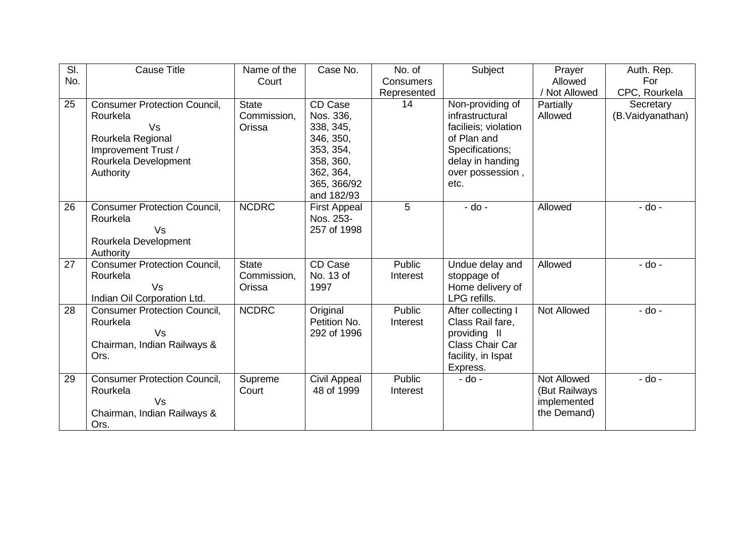| Sl. No. | Cause Title | Name of the Court | Case No. | No. of Consumers Represented | Subject | Prayer Allowed / Not Allowed | Auth. Rep. For CPC, Rourkela |
|---|---|---|---|---|---|---|---|
| 25 | Consumer Protection Council, Rourkela Vs Rourkela Regional Improvement Trust / Rourkela Development Authority | State Commission, Orissa | CD Case Nos. 336, 338, 345, 346, 350, 353, 354, 358, 360, 362, 364, 365, 366/92 and 182/93 | 14 | Non-providing of infrastructural facilieis; violation of Plan and Specifications; delay in handing over possession , etc. | Partially Allowed | Secretary (B.Vaidyanathan) |
| 26 | Consumer Protection Council, Rourkela Vs Rourkela Development Authority | NCDRC | First Appeal Nos. 253-257 of 1998 | 5 | - do - | Allowed | - do - |
| 27 | Consumer Protection Council, Rourkela Vs Indian Oil Corporation Ltd. | State Commission, Orissa | CD Case No. 13 of 1997 | Public Interest | Undue delay and stoppage of Home delivery of LPG refills. | Allowed | - do - |
| 28 | Consumer Protection Council, Rourkela Vs Chairman, Indian Railways & Ors. | NCDRC | Original Petition No. 292 of 1996 | Public Interest | After collecting I Class Rail fare, providing II Class Chair Car facility, in Ispat Express. | Not Allowed | - do - |
| 29 | Consumer Protection Council, Rourkela Vs Chairman, Indian Railways & Ors. | Supreme Court | Civil Appeal 48 of 1999 | Public Interest | - do - | Not Allowed (But Railways implemented the Demand) | - do - |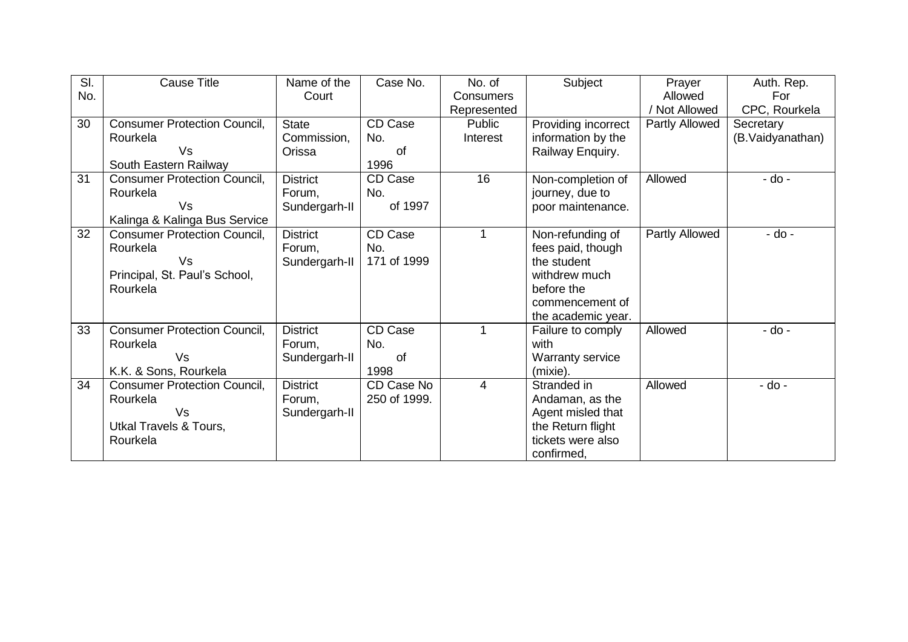| Sl. No. | Cause Title | Name of the Court | Case No. | No. of Consumers Represented | Subject | Prayer Allowed / Not Allowed | Auth. Rep. For CPC, Rourkela |
|---|---|---|---|---|---|---|---|
| 30 | Consumer Protection Council, Rourkela Vs South Eastern Railway | State Commission, Orissa | CD Case No. of 1996 | Public Interest | Providing incorrect information by the Railway Enquiry. | Partly Allowed | Secretary (B.Vaidyanathan) |
| 31 | Consumer Protection Council, Rourkela Vs Kalinga & Kalinga Bus Service | District Forum, Sundergarh-II | CD Case No. of 1997 | 16 | Non-completion of journey, due to poor maintenance. | Allowed | - do - |
| 32 | Consumer Protection Council, Rourkela Vs Principal, St. Paul's School, Rourkela | District Forum, Sundergarh-II | CD Case No. 171 of 1999 | 1 | Non-refunding of fees paid, though the student withdrew much before the commencement of the academic year. | Partly Allowed | - do - |
| 33 | Consumer Protection Council, Rourkela Vs K.K. & Sons, Rourkela | District Forum, Sundergarh-II | CD Case No. of 1998 | 1 | Failure to comply with Warranty service (mixie). | Allowed | - do - |
| 34 | Consumer Protection Council, Rourkela Vs Utkal Travels & Tours, Rourkela | District Forum, Sundergarh-II | CD Case No 250 of 1999. | 4 | Stranded in Andaman, as the Agent misled that the Return flight tickets were also confirmed, | Allowed | - do - |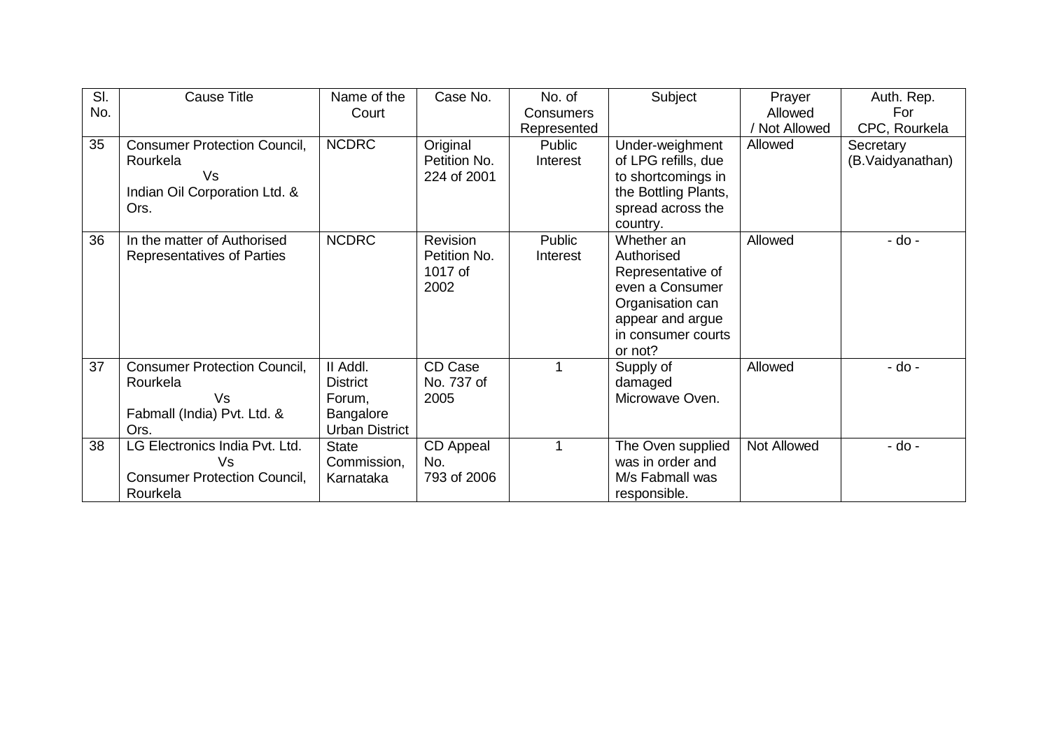| Sl. No. | Cause Title | Name of the Court | Case No. | No. of Consumers Represented | Subject | Prayer Allowed / Not Allowed | Auth. Rep. For CPC, Rourkela |
|---|---|---|---|---|---|---|---|
| 35 | Consumer Protection Council, Rourkela Vs Indian Oil Corporation Ltd. & Ors. | NCDRC | Original Petition No. 224 of 2001 | Public Interest | Under-weighment of LPG refills, due to shortcomings in the Bottling Plants, spread across the country. | Allowed | Secretary (B.Vaidyanathan) |
| 36 | In the matter of Authorised Representatives of Parties | NCDRC | Revision Petition No. 1017 of 2002 | Public Interest | Whether an Authorised Representative of even a Consumer Organisation can appear and argue in consumer courts or not? | Allowed | - do - |
| 37 | Consumer Protection Council, Rourkela Vs Fabmall (India) Pvt. Ltd. & Ors. | II Addl. District Forum, Bangalore Urban District | CD Case No. 737 of 2005 | 1 | Supply of damaged Microwave Oven. | Allowed | - do - |
| 38 | LG Electronics India Pvt. Ltd. Vs Consumer Protection Council, Rourkela | State Commission, Karnataka | CD Appeal No. 793 of 2006 | 1 | The Oven supplied was in order and M/s Fabmall was responsible. | Not Allowed | - do - |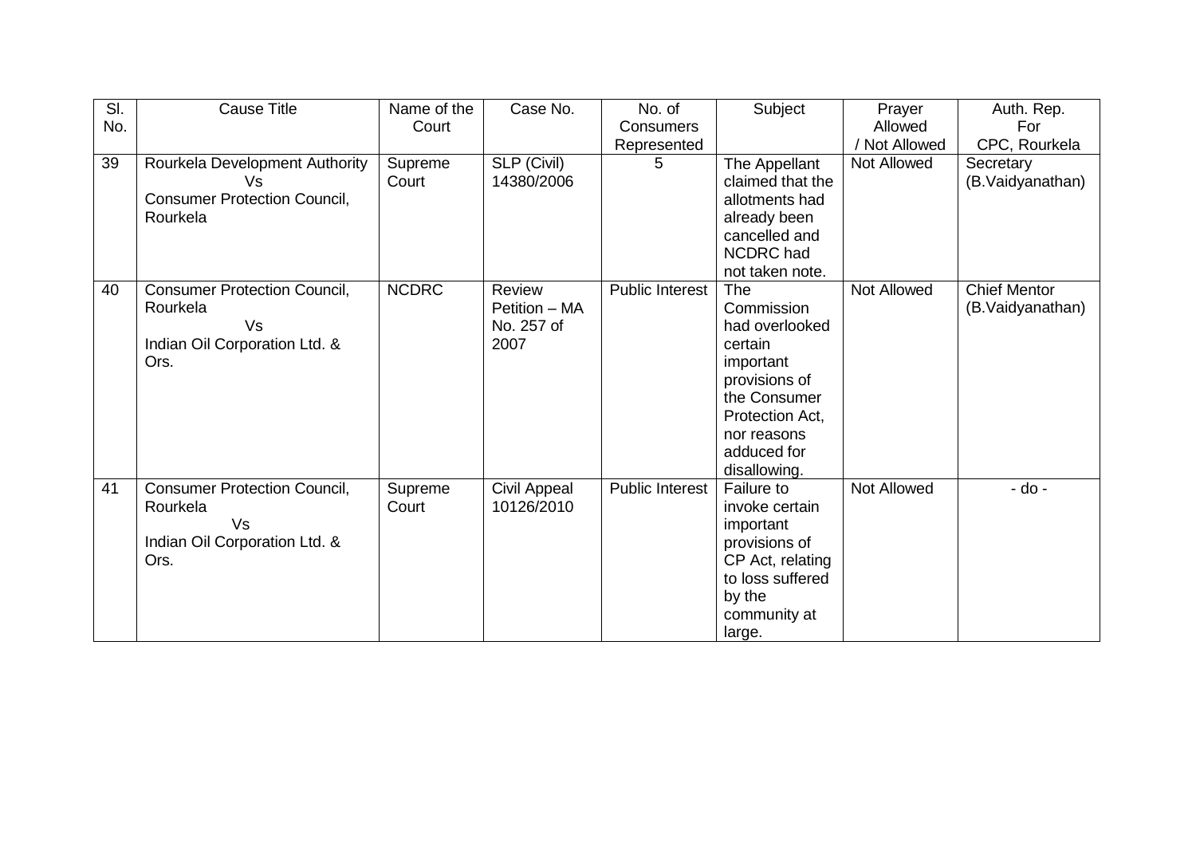| Sl. No. | Cause Title | Name of the Court | Case No. | No. of Consumers Represented | Subject | Prayer Allowed / Not Allowed | Auth. Rep. For CPC, Rourkela |
|---|---|---|---|---|---|---|---|
| 39 | Rourkela Development Authority Vs Consumer Protection Council, Rourkela | Supreme Court | SLP (Civil) 14380/2006 | 5 | The Appellant claimed that the allotments had already been cancelled and NCDRC had not taken note. | Not Allowed | Secretary (B.Vaidyanathan) |
| 40 | Consumer Protection Council, Rourkela Vs Indian Oil Corporation Ltd. & Ors. | NCDRC | Review Petition – MA No. 257 of 2007 | Public Interest | The Commission had overlooked certain important provisions of the Consumer Protection Act, nor reasons adduced for disallowing. | Not Allowed | Chief Mentor (B.Vaidyanathan) |
| 41 | Consumer Protection Council, Rourkela Vs Indian Oil Corporation Ltd. & Ors. | Supreme Court | Civil Appeal 10126/2010 | Public Interest | Failure to invoke certain important provisions of CP Act, relating to loss suffered by the community at large. | Not Allowed | - do - |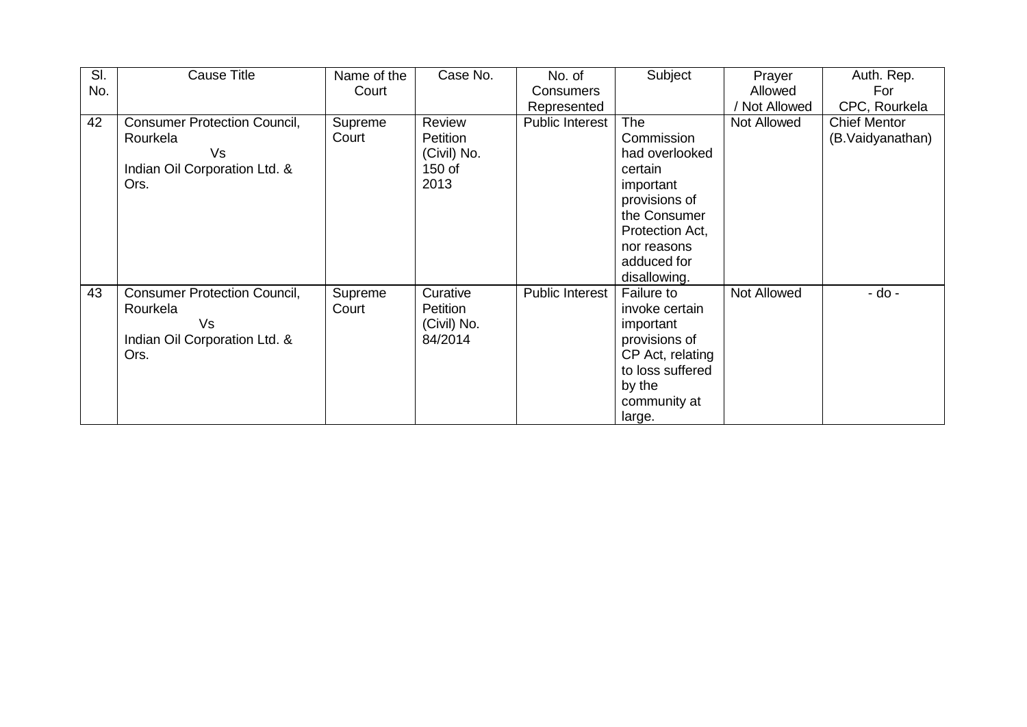| Sl. No. | Cause Title | Name of the Court | Case No. | No. of Consumers Represented | Subject | Prayer Allowed / Not Allowed | Auth. Rep. For CPC, Rourkela |
|---|---|---|---|---|---|---|---|
| 42 | Consumer Protection Council, Rourkela Vs Indian Oil Corporation Ltd. & Ors. | Supreme Court | Review Petition (Civil) No. 150 of 2013 | Public Interest | The Commission had overlooked certain important provisions of the Consumer Protection Act, nor reasons adduced for disallowing. | Not Allowed | Chief Mentor (B.Vaidyanathan) |
| 43 | Consumer Protection Council, Rourkela Vs Indian Oil Corporation Ltd. & Ors. | Supreme Court | Curative Petition (Civil) No. 84/2014 | Public Interest | Failure to invoke certain important provisions of CP Act, relating to loss suffered by the community at large. | Not Allowed | - do - |